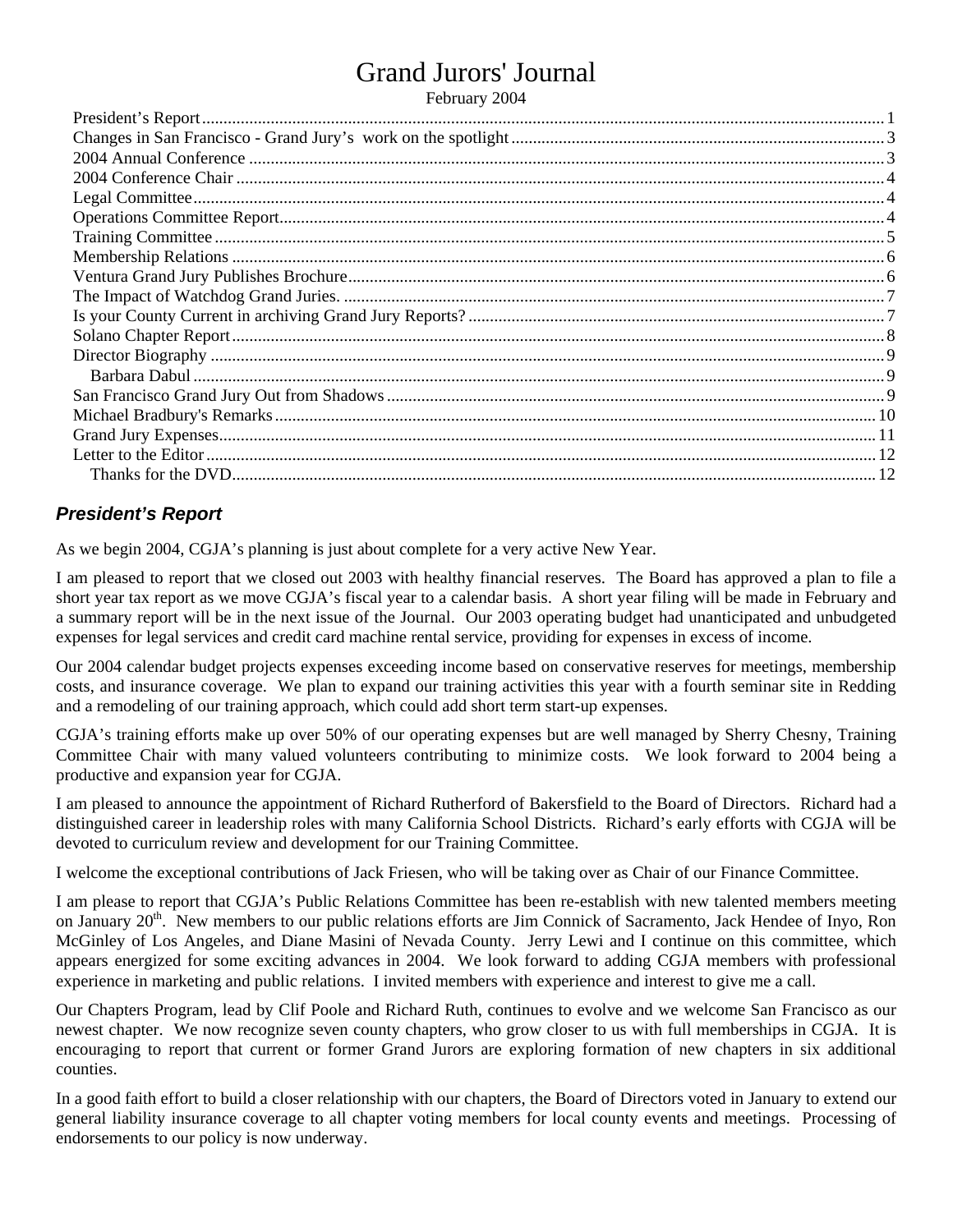# Grand Jurors' Journal

February 2004

President's Report ... 1
Changes in San Francisco - Grand Jury's work on the spotlight ... 3
2004 Annual Conference ... 3
2004 Conference Chair ... 4
Legal Committee ... 4
Operations Committee Report ... 4
Training Committee ... 5
Membership Relations ... 6
Ventura Grand Jury Publishes Brochure ... 6
The Impact of Watchdog Grand Juries. ... 7
Is your County Current in archiving Grand Jury Reports? ... 7
Solano Chapter Report ... 8
Director Biography ... 9
- Barbara Dabul ... 9

San Francisco Grand Jury Out from Shadows ... 9
Michael Bradbury's Remarks ... 10
Grand Jury Expenses ... 11
Letter to the Editor ... 12
- Thanks for the DVD ... 12

## *President's Report*

As we begin 2004, CGJA's planning is just about complete for a very active New Year.

I am pleased to report that we closed out 2003 with healthy financial reserves. The Board has approved a plan to file a short year tax report as we move CGJA's fiscal year to a calendar basis. A short year filing will be made in February and a summary report will be in the next issue of the Journal. Our 2003 operating budget had unanticipated and unbudgeted expenses for legal services and credit card machine rental service, providing for expenses in excess of income.

Our 2004 calendar budget projects expenses exceeding income based on conservative reserves for meetings, membership costs, and insurance coverage. We plan to expand our training activities this year with a fourth seminar site in Redding and a remodeling of our training approach, which could add short term start-up expenses.

CGJA's training efforts make up over 50% of our operating expenses but are well managed by Sherry Chesny, Training Committee Chair with many valued volunteers contributing to minimize costs. We look forward to 2004 being a productive and expansion year for CGJA.

I am pleased to announce the appointment of Richard Rutherford of Bakersfield to the Board of Directors. Richard had a distinguished career in leadership roles with many California School Districts. Richard's early efforts with CGJA will be devoted to curriculum review and development for our Training Committee.

I welcome the exceptional contributions of Jack Friesen, who will be taking over as Chair of our Finance Committee.

I am please to report that CGJA's Public Relations Committee has been re-establish with new talented members meeting on January 20th. New members to our public relations efforts are Jim Connick of Sacramento, Jack Hendee of Inyo, Ron McGinley of Los Angeles, and Diane Masini of Nevada County. Jerry Lewi and I continue on this committee, which appears energized for some exciting advances in 2004. We look forward to adding CGJA members with professional experience in marketing and public relations. I invited members with experience and interest to give me a call.

Our Chapters Program, lead by Clif Poole and Richard Ruth, continues to evolve and we welcome San Francisco as our newest chapter. We now recognize seven county chapters, who grow closer to us with full memberships in CGJA. It is encouraging to report that current or former Grand Jurors are exploring formation of new chapters in six additional counties.

In a good faith effort to build a closer relationship with our chapters, the Board of Directors voted in January to extend our general liability insurance coverage to all chapter voting members for local county events and meetings. Processing of endorsements to our policy is now underway.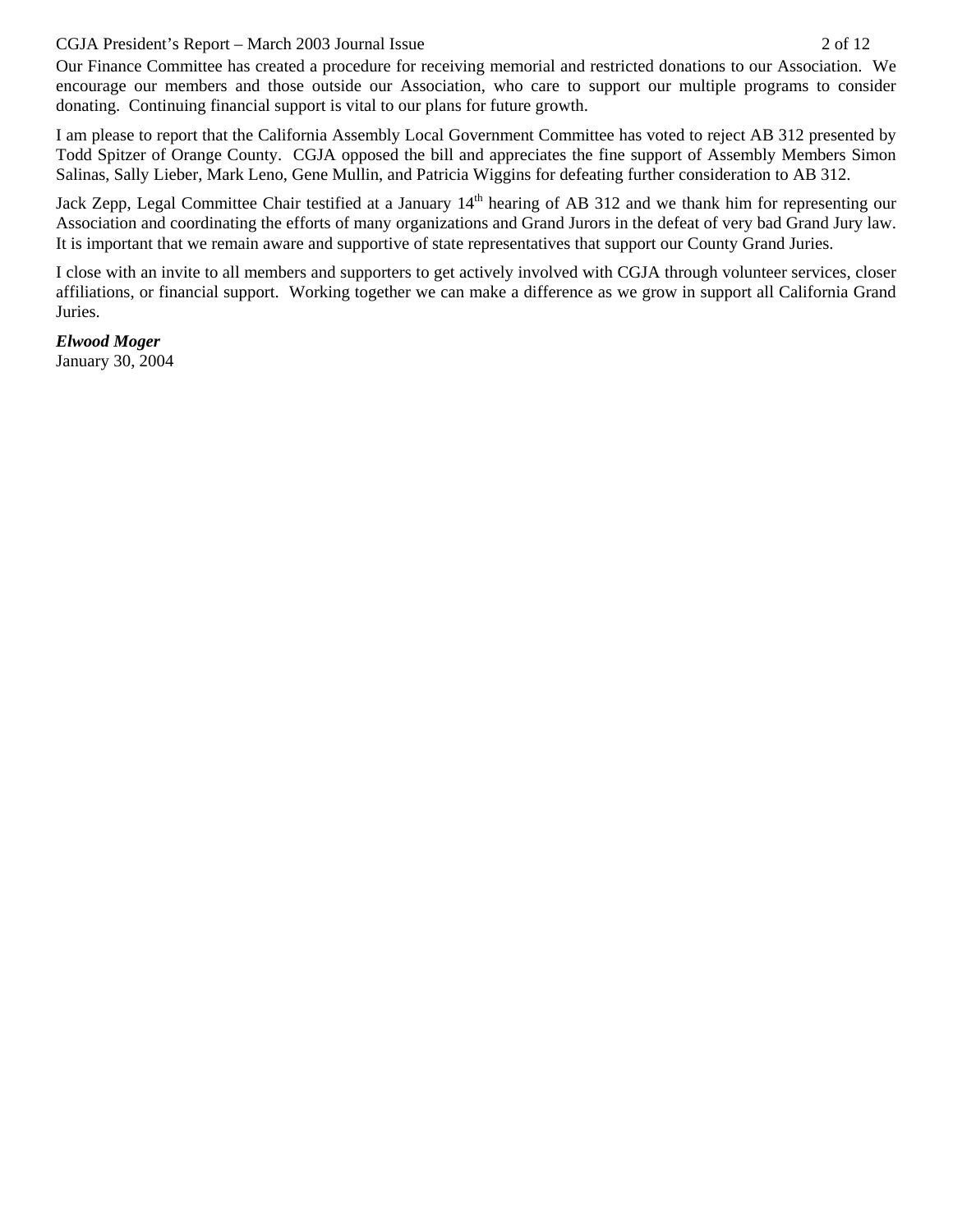Our Finance Committee has created a procedure for receiving memorial and restricted donations to our Association. We encourage our members and those outside our Association, who care to support our multiple programs to consider donating. Continuing financial support is vital to our plans for future growth.

I am please to report that the California Assembly Local Government Committee has voted to reject AB 312 presented by Todd Spitzer of Orange County. CGJA opposed the bill and appreciates the fine support of Assembly Members Simon Salinas, Sally Lieber, Mark Leno, Gene Mullin, and Patricia Wiggins for defeating further consideration to AB 312.

Jack Zepp, Legal Committee Chair testified at a January 14th hearing of AB 312 and we thank him for representing our Association and coordinating the efforts of many organizations and Grand Jurors in the defeat of very bad Grand Jury law. It is important that we remain aware and supportive of state representatives that support our County Grand Juries.

I close with an invite to all members and supporters to get actively involved with CGJA through volunteer services, closer affiliations, or financial support. Working together we can make a difference as we grow in support all California Grand Juries.

***Elwood Moger***
January 30, 2004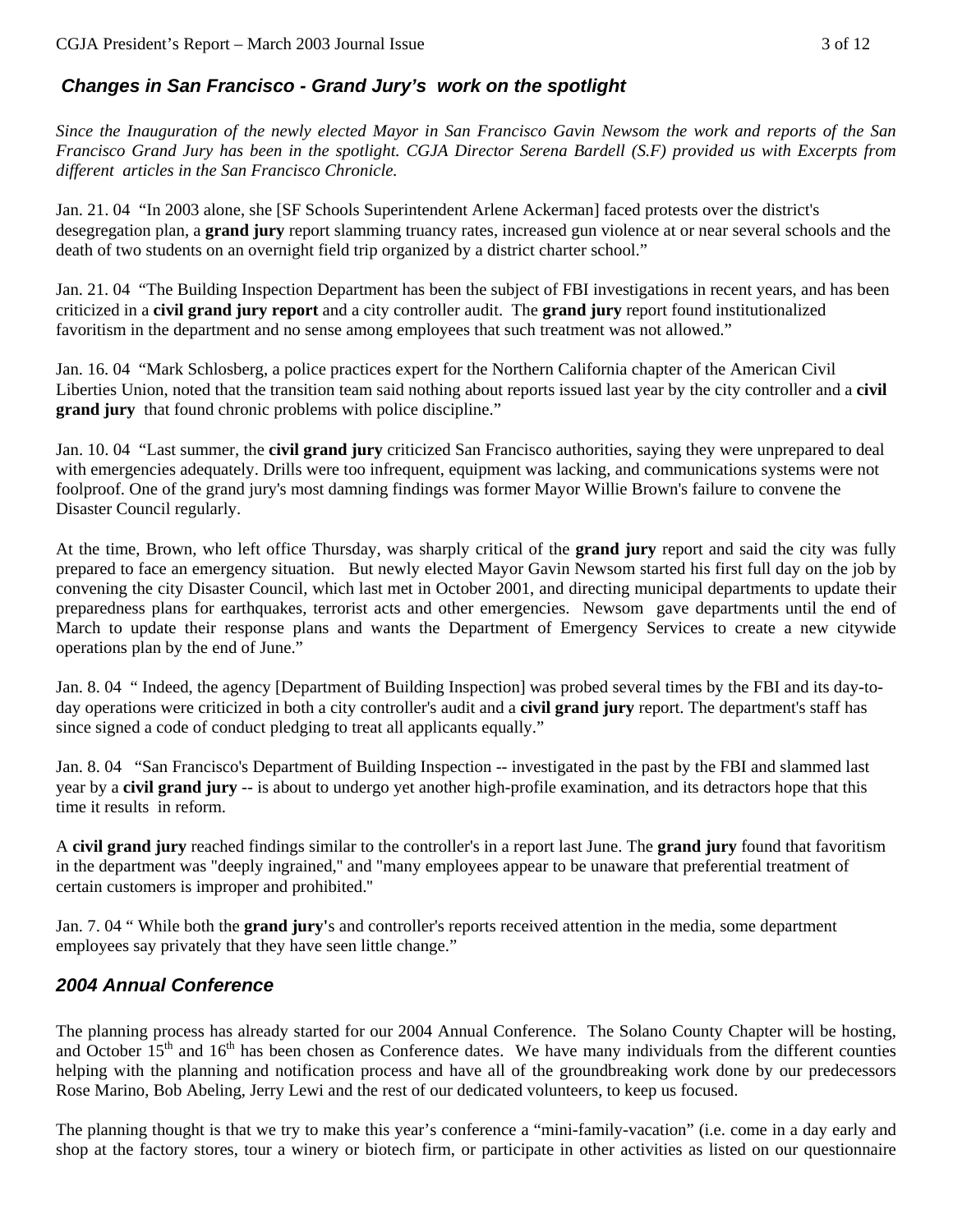## *Changes in San Francisco - Grand Jury's work on the spotlight*

*Since the Inauguration of the newly elected Mayor in San Francisco Gavin Newsom the work and reports of the San Francisco Grand Jury has been in the spotlight. CGJA Director Serena Bardell (S.F) provided us with Excerpts from different articles in the San Francisco Chronicle.*

Jan. 21. 04 "In 2003 alone, she [SF Schools Superintendent Arlene Ackerman] faced protests over the district's desegregation plan, a **grand jury** report slamming truancy rates, increased gun violence at or near several schools and the death of two students on an overnight field trip organized by a district charter school."

Jan. 21. 04 "The Building Inspection Department has been the subject of FBI investigations in recent years, and has been criticized in a **civil grand jury report** and a city controller audit. The **grand jury** report found institutionalized favoritism in the department and no sense among employees that such treatment was not allowed."

Jan. 16. 04 "Mark Schlosberg, a police practices expert for the Northern California chapter of the American Civil Liberties Union, noted that the transition team said nothing about reports issued last year by the city controller and a **civil grand jury** that found chronic problems with police discipline."

Jan. 10. 04 "Last summer, the **civil grand jury** criticized San Francisco authorities, saying they were unprepared to deal with emergencies adequately. Drills were too infrequent, equipment was lacking, and communications systems were not foolproof. One of the grand jury's most damning findings was former Mayor Willie Brown's failure to convene the Disaster Council regularly.

At the time, Brown, who left office Thursday, was sharply critical of the **grand jury** report and said the city was fully prepared to face an emergency situation. But newly elected Mayor Gavin Newsom started his first full day on the job by convening the city Disaster Council, which last met in October 2001, and directing municipal departments to update their preparedness plans for earthquakes, terrorist acts and other emergencies. Newsom gave departments until the end of March to update their response plans and wants the Department of Emergency Services to create a new citywide operations plan by the end of June."

Jan. 8. 04 " Indeed, the agency [Department of Building Inspection] was probed several times by the FBI and its day-to-day operations were criticized in both a city controller's audit and a **civil grand jury** report. The department's staff has since signed a code of conduct pledging to treat all applicants equally."

Jan. 8. 04 "San Francisco's Department of Building Inspection -- investigated in the past by the FBI and slammed last year by a **civil grand jury** -- is about to undergo yet another high-profile examination, and its detractors hope that this time it results in reform.

A **civil grand jury** reached findings similar to the controller's in a report last June. The **grand jury** found that favoritism in the department was "deeply ingrained," and "many employees appear to be unaware that preferential treatment of certain customers is improper and prohibited."

Jan. 7. 04 " While both the **grand jury'**s and controller's reports received attention in the media, some department employees say privately that they have seen little change."

## *2004 Annual Conference*

The planning process has already started for our 2004 Annual Conference. The Solano County Chapter will be hosting, and October 15th and 16th has been chosen as Conference dates. We have many individuals from the different counties helping with the planning and notification process and have all of the groundbreaking work done by our predecessors Rose Marino, Bob Abeling, Jerry Lewi and the rest of our dedicated volunteers, to keep us focused.

The planning thought is that we try to make this year's conference a "mini-family-vacation" (i.e. come in a day early and shop at the factory stores, tour a winery or biotech firm, or participate in other activities as listed on our questionnaire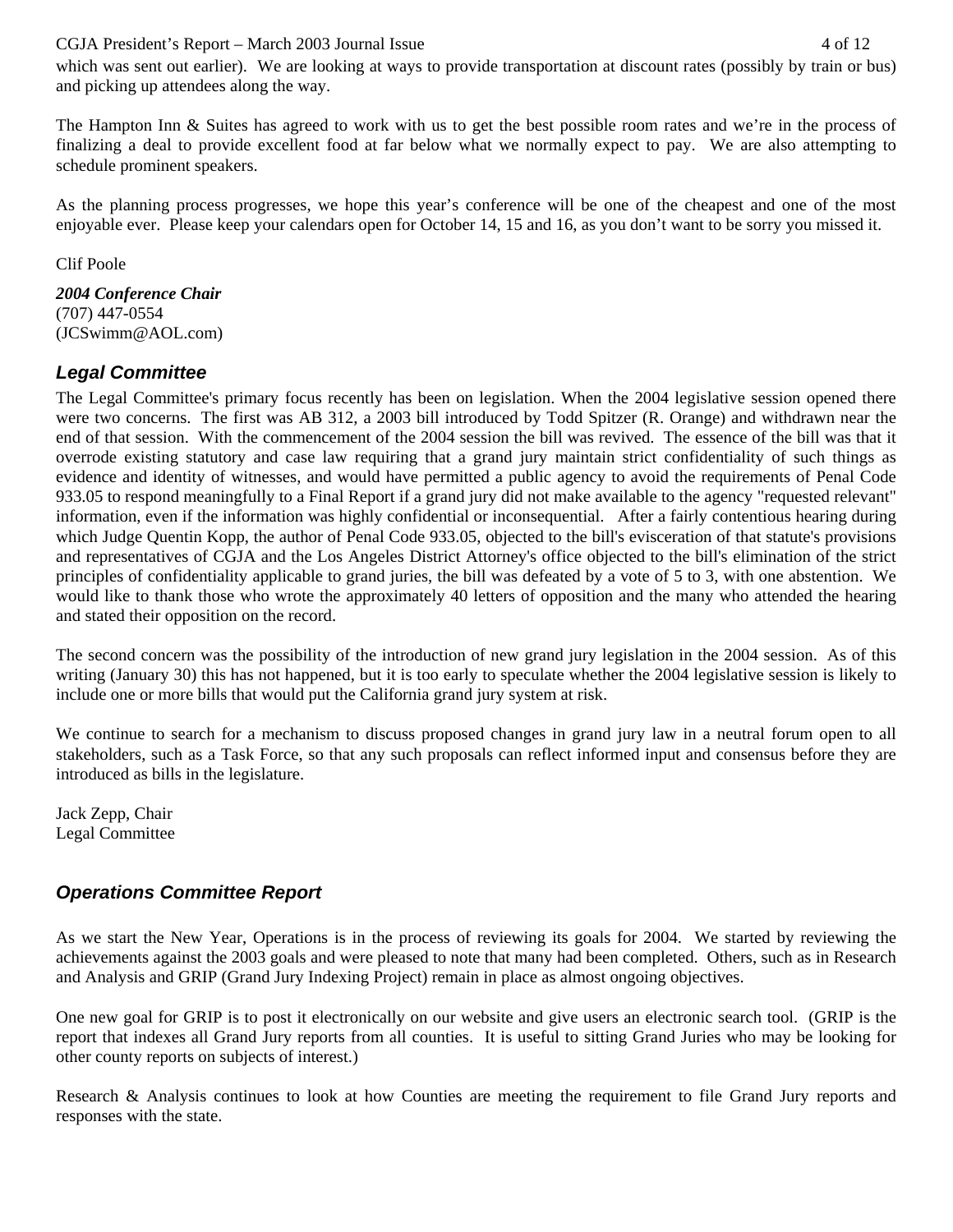which was sent out earlier). We are looking at ways to provide transportation at discount rates (possibly by train or bus) and picking up attendees along the way.

The Hampton Inn & Suites has agreed to work with us to get the best possible room rates and we're in the process of finalizing a deal to provide excellent food at far below what we normally expect to pay. We are also attempting to schedule prominent speakers.

As the planning process progresses, we hope this year's conference will be one of the cheapest and one of the most enjoyable ever. Please keep your calendars open for October 14, 15 and 16, as you don't want to be sorry you missed it.

Clif Poole

***2004 Conference Chair***
(707) 447-0554
(JCSwimm@AOL.com)

## *Legal Committee*

The Legal Committee's primary focus recently has been on legislation. When the 2004 legislative session opened there were two concerns. The first was AB 312, a 2003 bill introduced by Todd Spitzer (R. Orange) and withdrawn near the end of that session. With the commencement of the 2004 session the bill was revived. The essence of the bill was that it overrode existing statutory and case law requiring that a grand jury maintain strict confidentiality of such things as evidence and identity of witnesses, and would have permitted a public agency to avoid the requirements of Penal Code 933.05 to respond meaningfully to a Final Report if a grand jury did not make available to the agency "requested relevant" information, even if the information was highly confidential or inconsequential. After a fairly contentious hearing during which Judge Quentin Kopp, the author of Penal Code 933.05, objected to the bill's evisceration of that statute's provisions and representatives of CGJA and the Los Angeles District Attorney's office objected to the bill's elimination of the strict principles of confidentiality applicable to grand juries, the bill was defeated by a vote of 5 to 3, with one abstention. We would like to thank those who wrote the approximately 40 letters of opposition and the many who attended the hearing and stated their opposition on the record.

The second concern was the possibility of the introduction of new grand jury legislation in the 2004 session. As of this writing (January 30) this has not happened, but it is too early to speculate whether the 2004 legislative session is likely to include one or more bills that would put the California grand jury system at risk.

We continue to search for a mechanism to discuss proposed changes in grand jury law in a neutral forum open to all stakeholders, such as a Task Force, so that any such proposals can reflect informed input and consensus before they are introduced as bills in the legislature.

Jack Zepp, Chair
Legal Committee

## *Operations Committee Report*

As we start the New Year, Operations is in the process of reviewing its goals for 2004. We started by reviewing the achievements against the 2003 goals and were pleased to note that many had been completed. Others, such as in Research and Analysis and GRIP (Grand Jury Indexing Project) remain in place as almost ongoing objectives.

One new goal for GRIP is to post it electronically on our website and give users an electronic search tool. (GRIP is the report that indexes all Grand Jury reports from all counties. It is useful to sitting Grand Juries who may be looking for other county reports on subjects of interest.)

Research & Analysis continues to look at how Counties are meeting the requirement to file Grand Jury reports and responses with the state.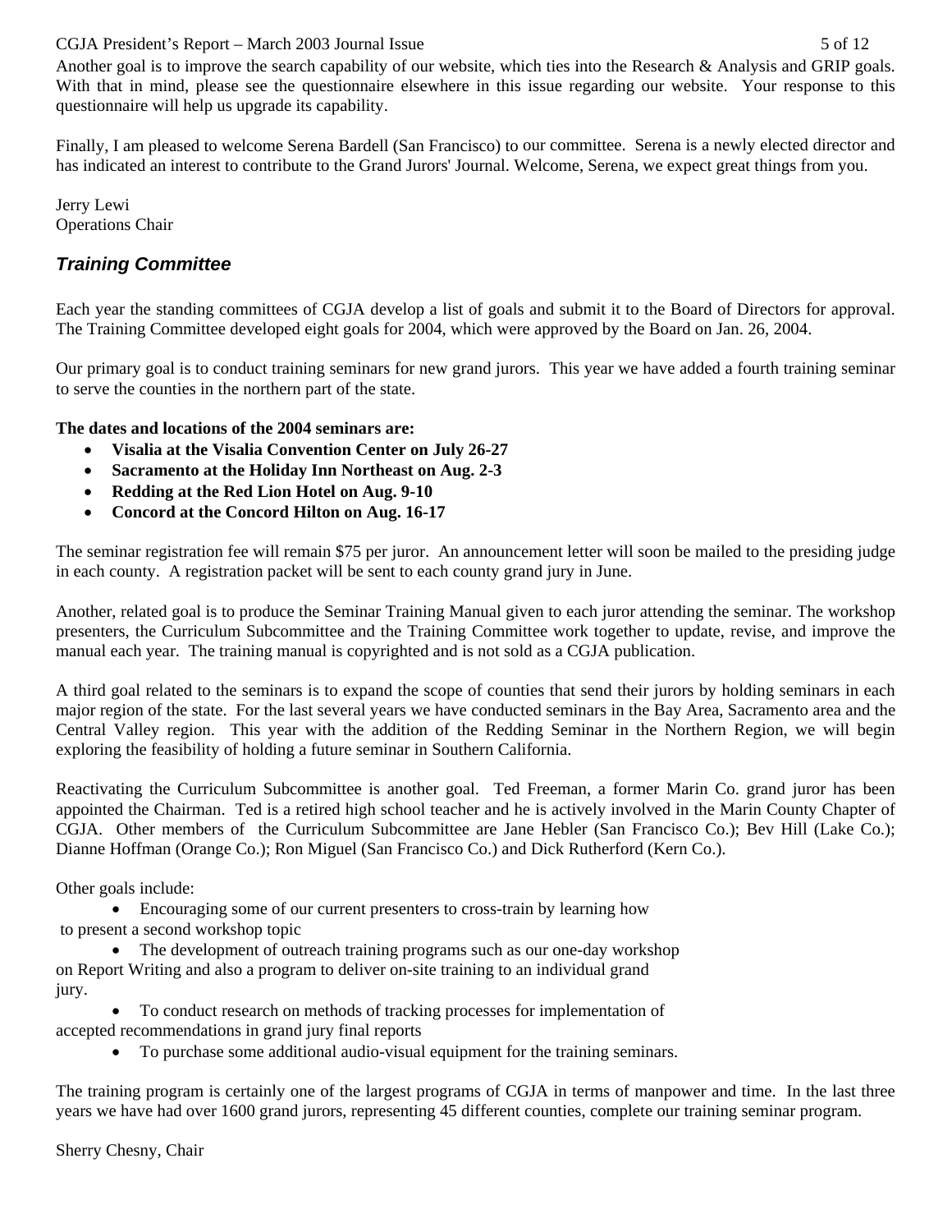Another goal is to improve the search capability of our website, which ties into the Research & Analysis and GRIP goals. With that in mind, please see the questionnaire elsewhere in this issue regarding our website. Your response to this questionnaire will help us upgrade its capability.

Finally, I am pleased to welcome Serena Bardell (San Francisco) to our committee. Serena is a newly elected director and has indicated an interest to contribute to the Grand Jurors' Journal. Welcome, Serena, we expect great things from you.

Jerry Lewi
Operations Chair

## *Training Committee*

Each year the standing committees of CGJA develop a list of goals and submit it to the Board of Directors for approval. The Training Committee developed eight goals for 2004, which were approved by the Board on Jan. 26, 2004.

Our primary goal is to conduct training seminars for new grand jurors. This year we have added a fourth training seminar to serve the counties in the northern part of the state.

**The dates and locations of the 2004 seminars are:**

- **Visalia at the Visalia Convention Center on July 26-27**
- **Sacramento at the Holiday Inn Northeast on Aug. 2-3**
- **Redding at the Red Lion Hotel on Aug. 9-10**
- **Concord at the Concord Hilton on Aug. 16-17**

The seminar registration fee will remain $75 per juror. An announcement letter will soon be mailed to the presiding judge in each county. A registration packet will be sent to each county grand jury in June.

Another, related goal is to produce the Seminar Training Manual given to each juror attending the seminar. The workshop presenters, the Curriculum Subcommittee and the Training Committee work together to update, revise, and improve the manual each year. The training manual is copyrighted and is not sold as a CGJA publication.

A third goal related to the seminars is to expand the scope of counties that send their jurors by holding seminars in each major region of the state. For the last several years we have conducted seminars in the Bay Area, Sacramento area and the Central Valley region. This year with the addition of the Redding Seminar in the Northern Region, we will begin exploring the feasibility of holding a future seminar in Southern California.

Reactivating the Curriculum Subcommittee is another goal. Ted Freeman, a former Marin Co. grand juror has been appointed the Chairman. Ted is a retired high school teacher and he is actively involved in the Marin County Chapter of CGJA. Other members of the Curriculum Subcommittee are Jane Hebler (San Francisco Co.); Bev Hill (Lake Co.); Dianne Hoffman (Orange Co.); Ron Miguel (San Francisco Co.) and Dick Rutherford (Kern Co.).

Other goals include:

- Encouraging some of our current presenters to cross-train by learning how to present a second workshop topic
- The development of outreach training programs such as our one-day workshop on Report Writing and also a program to deliver on-site training to an individual grand jury.
- To conduct research on methods of tracking processes for implementation of accepted recommendations in grand jury final reports
- To purchase some additional audio-visual equipment for the training seminars.

The training program is certainly one of the largest programs of CGJA in terms of manpower and time. In the last three years we have had over 1600 grand jurors, representing 45 different counties, complete our training seminar program.

Sherry Chesny, Chair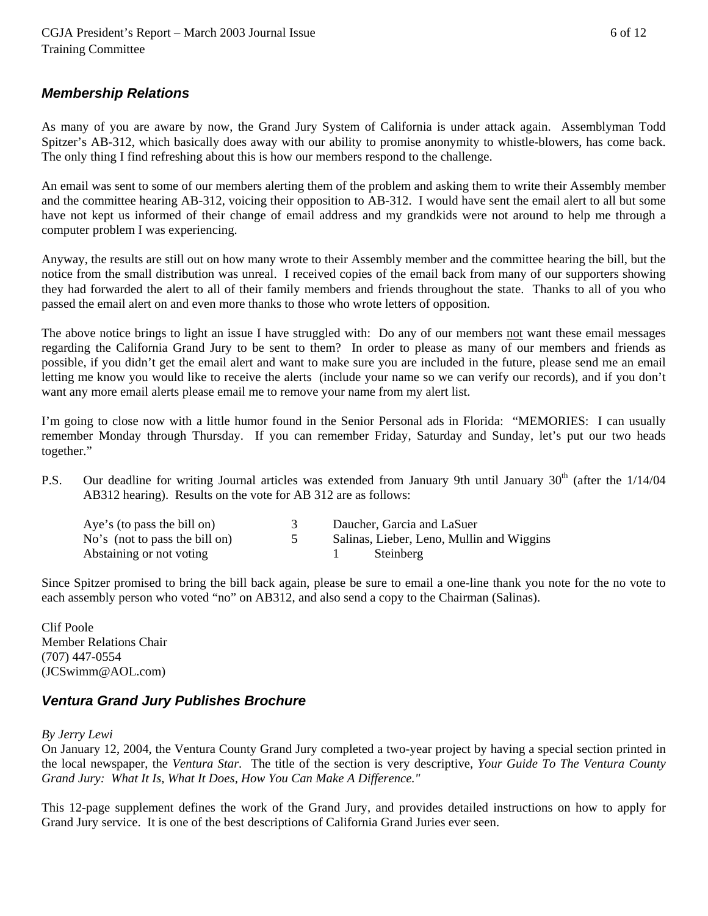## *Membership Relations*

As many of you are aware by now, the Grand Jury System of California is under attack again. Assemblyman Todd Spitzer's AB-312, which basically does away with our ability to promise anonymity to whistle-blowers, has come back. The only thing I find refreshing about this is how our members respond to the challenge.

An email was sent to some of our members alerting them of the problem and asking them to write their Assembly member and the committee hearing AB-312, voicing their opposition to AB-312. I would have sent the email alert to all but some have not kept us informed of their change of email address and my grandkids were not around to help me through a computer problem I was experiencing.

Anyway, the results are still out on how many wrote to their Assembly member and the committee hearing the bill, but the notice from the small distribution was unreal. I received copies of the email back from many of our supporters showing they had forwarded the alert to all of their family members and friends throughout the state. Thanks to all of you who passed the email alert on and even more thanks to those who wrote letters of opposition.

The above notice brings to light an issue I have struggled with: Do any of our members <u>not</u> want these email messages regarding the California Grand Jury to be sent to them? In order to please as many of our members and friends as possible, if you didn't get the email alert and want to make sure you are included in the future, please send me an email letting me know you would like to receive the alerts (include your name so we can verify our records), and if you don't want any more email alerts please email me to remove your name from my alert list.

I'm going to close now with a little humor found in the Senior Personal ads in Florida: "MEMORIES: I can usually remember Monday through Thursday. If you can remember Friday, Saturday and Sunday, let's put our two heads together."

P.S. Our deadline for writing Journal articles was extended from January 9th until January 30th (after the 1/14/04 AB312 hearing). Results on the vote for AB 312 are as follows:

| | | |
|---|---|---|
| Aye's (to pass the bill on) | 3 | Daucher, Garcia and LaSuer |
| No's (not to pass the bill on) | 5 | Salinas, Lieber, Leno, Mullin and Wiggins |
| Abstaining or not voting | 1 | Steinberg |

Since Spitzer promised to bring the bill back again, please be sure to email a one-line thank you note for the no vote to each assembly person who voted "no" on AB312, and also send a copy to the Chairman (Salinas).

Clif Poole
Member Relations Chair
(707) 447-0554
(JCSwimm@AOL.com)

## *Ventura Grand Jury Publishes Brochure*

*By Jerry Lewi*

On January 12, 2004, the Ventura County Grand Jury completed a two-year project by having a special section printed in the local newspaper, the *Ventura Star*. The title of the section is very descriptive, *Your Guide To The Ventura County Grand Jury: What It Is, What It Does, How You Can Make A Difference."*

This 12-page supplement defines the work of the Grand Jury, and provides detailed instructions on how to apply for Grand Jury service. It is one of the best descriptions of California Grand Juries ever seen.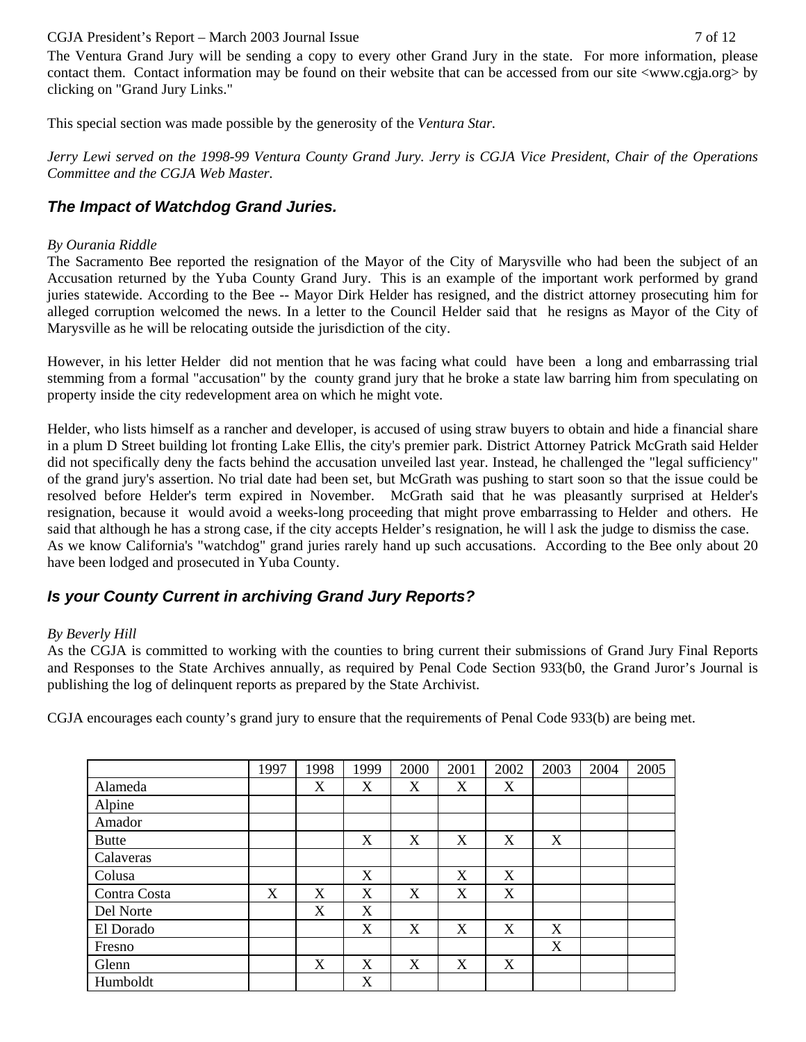The Ventura Grand Jury will be sending a copy to every other Grand Jury in the state. For more information, please contact them. Contact information may be found on their website that can be accessed from our site <www.cgja.org> by clicking on "Grand Jury Links."

This special section was made possible by the generosity of the *Ventura Star.*

*Jerry Lewi served on the 1998-99 Ventura County Grand Jury. Jerry is CGJA Vice President, Chair of the Operations Committee and the CGJA Web Master.*

## *The Impact of Watchdog Grand Juries.*

*By Ourania Riddle*

The Sacramento Bee reported the resignation of the Mayor of the City of Marysville who had been the subject of an Accusation returned by the Yuba County Grand Jury. This is an example of the important work performed by grand juries statewide. According to the Bee -- Mayor Dirk Helder has resigned, and the district attorney prosecuting him for alleged corruption welcomed the news. In a letter to the Council Helder said that he resigns as Mayor of the City of Marysville as he will be relocating outside the jurisdiction of the city.

However, in his letter Helder did not mention that he was facing what could have been a long and embarrassing trial stemming from a formal "accusation" by the county grand jury that he broke a state law barring him from speculating on property inside the city redevelopment area on which he might vote.

Helder, who lists himself as a rancher and developer, is accused of using straw buyers to obtain and hide a financial share in a plum D Street building lot fronting Lake Ellis, the city's premier park. District Attorney Patrick McGrath said Helder did not specifically deny the facts behind the accusation unveiled last year. Instead, he challenged the "legal sufficiency" of the grand jury's assertion. No trial date had been set, but McGrath was pushing to start soon so that the issue could be resolved before Helder's term expired in November. McGrath said that he was pleasantly surprised at Helder's resignation, because it would avoid a weeks-long proceeding that might prove embarrassing to Helder and others. He said that although he has a strong case, if the city accepts Helder's resignation, he will l ask the judge to dismiss the case.
As we know California's "watchdog" grand juries rarely hand up such accusations. According to the Bee only about 20 have been lodged and prosecuted in Yuba County.

## *Is your County Current in archiving Grand Jury Reports?*

*By Beverly Hill*

As the CGJA is committed to working with the counties to bring current their submissions of Grand Jury Final Reports and Responses to the State Archives annually, as required by Penal Code Section 933(b0, the Grand Juror's Journal is publishing the log of delinquent reports as prepared by the State Archivist.

CGJA encourages each county's grand jury to ensure that the requirements of Penal Code 933(b) are being met.

| | 1997 | 1998 | 1999 | 2000 | 2001 | 2002 | 2003 | 2004 | 2005 |
|---|---|---|---|---|---|---|---|---|---|
| Alameda | | X | X | X | X | X | | | |
| Alpine | | | | | | | | | |
| Amador | | | | | | | | | |
| Butte | | | X | X | X | X | X | | |
| Calaveras | | | | | | | | | |
| Colusa | | | X | | X | X | | | |
| Contra Costa | X | X | X | X | X | X | | | |
| Del Norte | | X | X | | | | | | |
| El Dorado | | | X | X | X | X | X | | |
| Fresno | | | | | | | X | | |
| Glenn | | X | X | X | X | X | | | |
| Humboldt | | | X | | | | | | |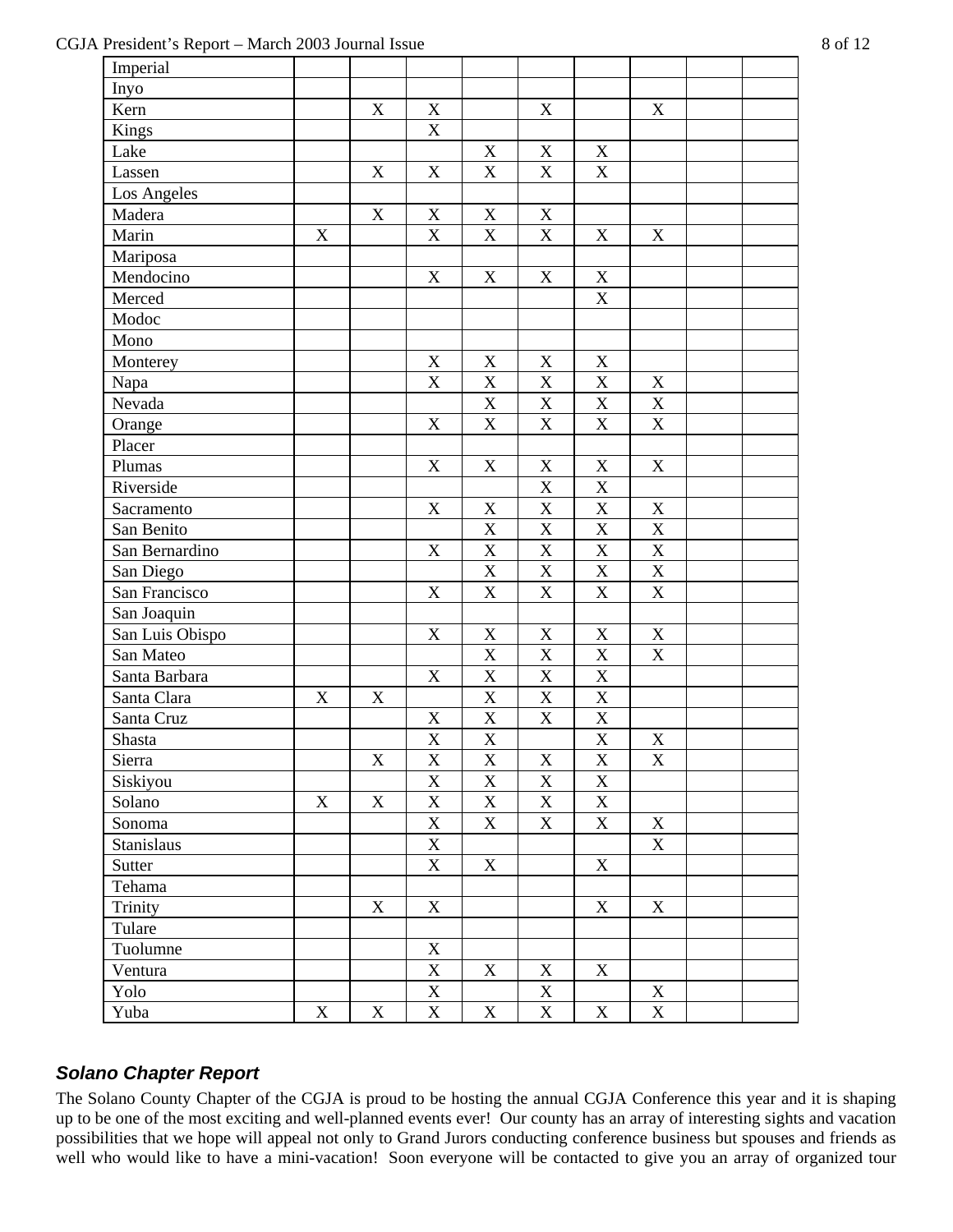| | | | | | | | | | |
|---|---|---|---|---|---|---|---|---|---|
| Imperial | | | | | | | | | |
| Inyo | | | | | | | | | |
| Kern | | X | X | | X | | X | | |
| Kings | | | X | | | | | | |
| Lake | | | | X | X | X | | | |
| Lassen | | X | X | X | X | X | | | |
| Los Angeles | | | | | | | | | |
| Madera | | X | X | X | X | | | | |
| Marin | X | | X | X | X | X | X | | |
| Mariposa | | | | | | | | | |
| Mendocino | | | X | X | X | X | | | |
| Merced | | | | | | X | | | |
| Modoc | | | | | | | | | |
| Mono | | | | | | | | | |
| Monterey | | | X | X | X | X | | | |
| Napa | | | X | X | X | X | X | | |
| Nevada | | | | X | X | X | X | | |
| Orange | | | X | X | X | X | X | | |
| Placer | | | | | | | | | |
| Plumas | | | X | X | X | X | X | | |
| Riverside | | | | | X | X | | | |
| Sacramento | | | X | X | X | X | X | | |
| San Benito | | | | X | X | X | X | | |
| San Bernardino | | | X | X | X | X | X | | |
| San Diego | | | | X | X | X | X | | |
| San Francisco | | | X | X | X | X | X | | |
| San Joaquin | | | | | | | | | |
| San Luis Obispo | | | X | X | X | X | X | | |
| San Mateo | | | | X | X | X | X | | |
| Santa Barbara | | | X | X | X | X | | | |
| Santa Clara | X | X | | X | X | X | | | |
| Santa Cruz | | | X | X | X | X | | | |
| Shasta | | | X | X | | X | X | | |
| Sierra | | X | X | X | X | X | X | | |
| Siskiyou | | | X | X | X | X | | | |
| Solano | X | X | X | X | X | X | | | |
| Sonoma | | | X | X | X | X | X | | |
| Stanislaus | | | X | | | | X | | |
| Sutter | | | X | X | | X | | | |
| Tehama | | | | | | | | | |
| Trinity | | X | X | | | X | X | | |
| Tulare | | | | | | | | | |
| Tuolumne | | | X | | | | | | |
| Ventura | | | X | X | X | X | | | |
| Yolo | | | X | | X | | X | | |
| Yuba | X | X | X | X | X | X | X | | |

## *Solano Chapter Report*

The Solano County Chapter of the CGJA is proud to be hosting the annual CGJA Conference this year and it is shaping up to be one of the most exciting and well-planned events ever! Our county has an array of interesting sights and vacation possibilities that we hope will appeal not only to Grand Jurors conducting conference business but spouses and friends as well who would like to have a mini-vacation! Soon everyone will be contacted to give you an array of organized tour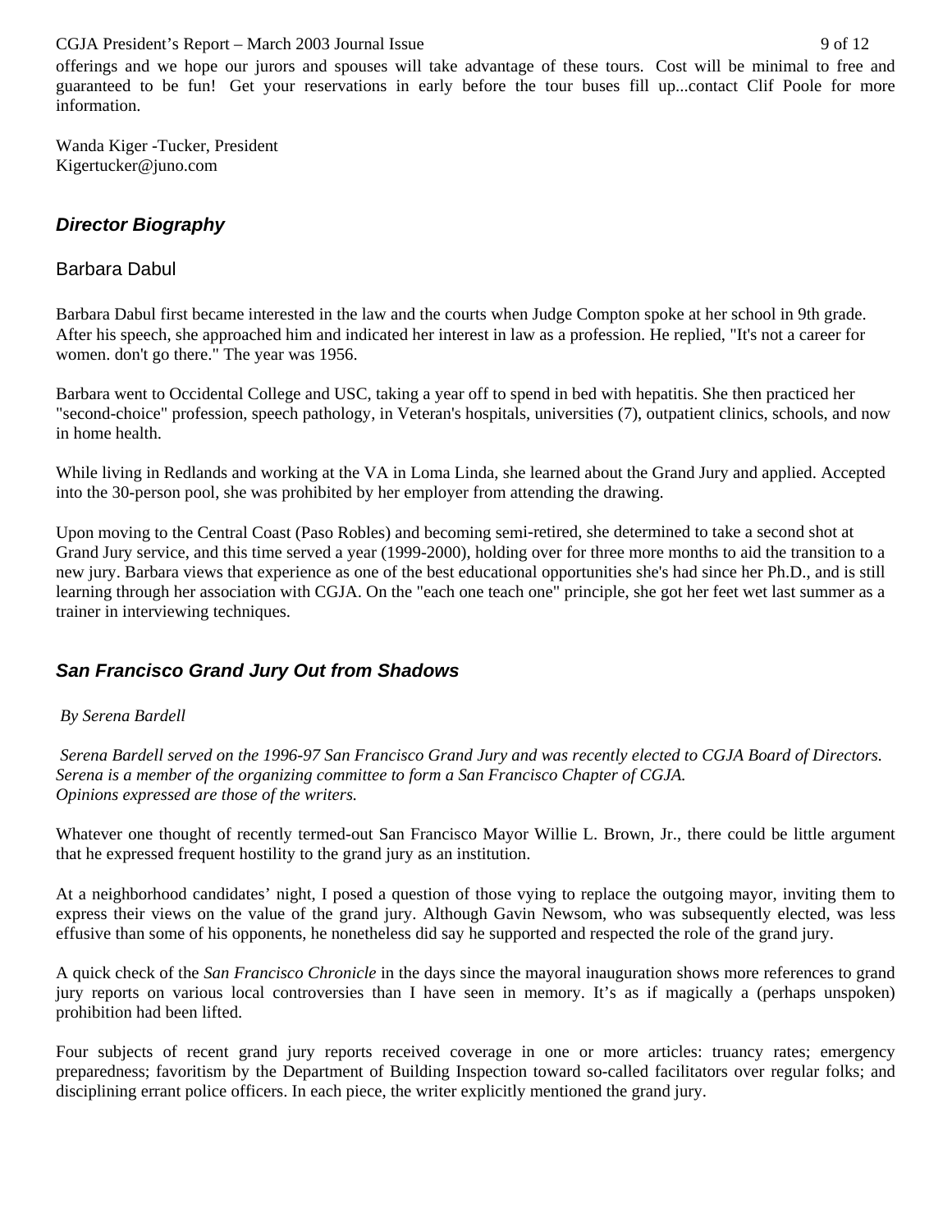offerings and we hope our jurors and spouses will take advantage of these tours. Cost will be minimal to free and guaranteed to be fun! Get your reservations in early before the tour buses fill up...contact Clif Poole for more information.

Wanda Kiger -Tucker, President
Kigertucker@juno.com

## *Director Biography*

### Barbara Dabul

Barbara Dabul first became interested in the law and the courts when Judge Compton spoke at her school in 9th grade. After his speech, she approached him and indicated her interest in law as a profession. He replied, "It's not a career for women. don't go there." The year was 1956.

Barbara went to Occidental College and USC, taking a year off to spend in bed with hepatitis. She then practiced her "second-choice" profession, speech pathology, in Veteran's hospitals, universities (7), outpatient clinics, schools, and now in home health.

While living in Redlands and working at the VA in Loma Linda, she learned about the Grand Jury and applied. Accepted into the 30-person pool, she was prohibited by her employer from attending the drawing.

Upon moving to the Central Coast (Paso Robles) and becoming semi-retired, she determined to take a second shot at Grand Jury service, and this time served a year (1999-2000), holding over for three more months to aid the transition to a new jury. Barbara views that experience as one of the best educational opportunities she's had since her Ph.D., and is still learning through her association with CGJA. On the "each one teach one" principle, she got her feet wet last summer as a trainer in interviewing techniques.

## *San Francisco Grand Jury Out from Shadows*

*By Serena Bardell*

*Serena Bardell served on the 1996-97 San Francisco Grand Jury and was recently elected to CGJA Board of Directors. Serena is a member of the organizing committee to form a San Francisco Chapter of CGJA.*
*Opinions expressed are those of the writers.*

Whatever one thought of recently termed-out San Francisco Mayor Willie L. Brown, Jr., there could be little argument that he expressed frequent hostility to the grand jury as an institution.

At a neighborhood candidates' night, I posed a question of those vying to replace the outgoing mayor, inviting them to express their views on the value of the grand jury. Although Gavin Newsom, who was subsequently elected, was less effusive than some of his opponents, he nonetheless did say he supported and respected the role of the grand jury.

A quick check of the *San Francisco Chronicle* in the days since the mayoral inauguration shows more references to grand jury reports on various local controversies than I have seen in memory. It's as if magically a (perhaps unspoken) prohibition had been lifted.

Four subjects of recent grand jury reports received coverage in one or more articles: truancy rates; emergency preparedness; favoritism by the Department of Building Inspection toward so-called facilitators over regular folks; and disciplining errant police officers. In each piece, the writer explicitly mentioned the grand jury.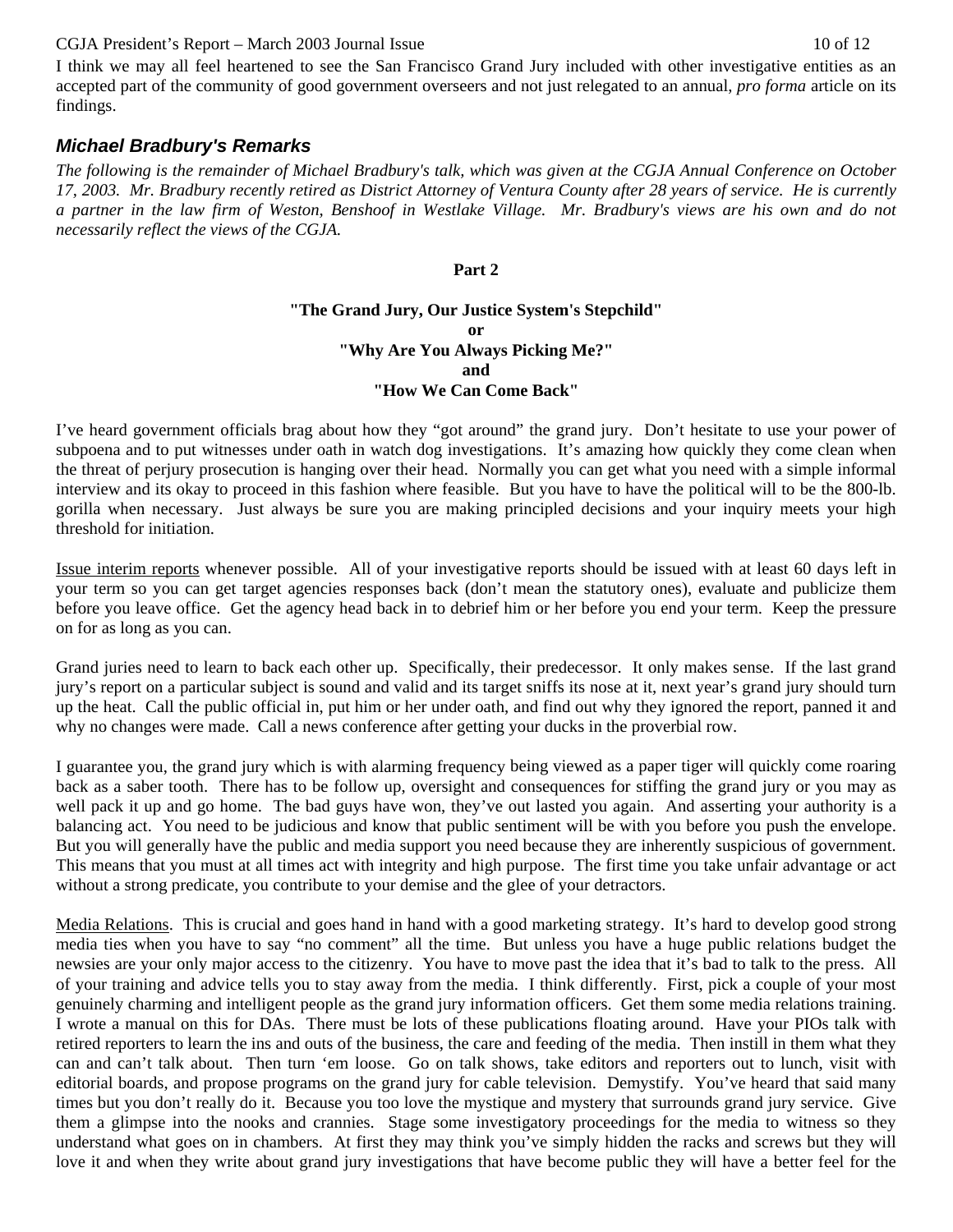I think we may all feel heartened to see the San Francisco Grand Jury included with other investigative entities as an accepted part of the community of good government overseers and not just relegated to an annual, *pro forma* article on its findings.

## *Michael Bradbury's Remarks*

*The following is the remainder of Michael Bradbury's talk, which was given at the CGJA Annual Conference on October 17, 2003. Mr. Bradbury recently retired as District Attorney of Ventura County after 28 years of service. He is currently a partner in the law firm of Weston, Benshoof in Westlake Village. Mr. Bradbury's views are his own and do not necessarily reflect the views of the CGJA.*

**Part 2**

**"The Grand Jury, Our Justice System's Stepchild"**
**or**
**"Why Are You Always Picking Me?"**
**and**
**"How We Can Come Back"**

I've heard government officials brag about how they "got around" the grand jury. Don't hesitate to use your power of subpoena and to put witnesses under oath in watch dog investigations. It's amazing how quickly they come clean when the threat of perjury prosecution is hanging over their head. Normally you can get what you need with a simple informal interview and its okay to proceed in this fashion where feasible. But you have to have the political will to be the 800-lb. gorilla when necessary. Just always be sure you are making principled decisions and your inquiry meets your high threshold for initiation.

Issue interim reports whenever possible. All of your investigative reports should be issued with at least 60 days left in your term so you can get target agencies responses back (don't mean the statutory ones), evaluate and publicize them before you leave office. Get the agency head back in to debrief him or her before you end your term. Keep the pressure on for as long as you can.

Grand juries need to learn to back each other up. Specifically, their predecessor. It only makes sense. If the last grand jury's report on a particular subject is sound and valid and its target sniffs its nose at it, next year's grand jury should turn up the heat. Call the public official in, put him or her under oath, and find out why they ignored the report, panned it and why no changes were made. Call a news conference after getting your ducks in the proverbial row.

I guarantee you, the grand jury which is with alarming frequency being viewed as a paper tiger will quickly come roaring back as a saber tooth. There has to be follow up, oversight and consequences for stiffing the grand jury or you may as well pack it up and go home. The bad guys have won, they've out lasted you again. And asserting your authority is a balancing act. You need to be judicious and know that public sentiment will be with you before you push the envelope. But you will generally have the public and media support you need because they are inherently suspicious of government. This means that you must at all times act with integrity and high purpose. The first time you take unfair advantage or act without a strong predicate, you contribute to your demise and the glee of your detractors.

Media Relations. This is crucial and goes hand in hand with a good marketing strategy. It's hard to develop good strong media ties when you have to say "no comment" all the time. But unless you have a huge public relations budget the newsies are your only major access to the citizenry. You have to move past the idea that it's bad to talk to the press. All of your training and advice tells you to stay away from the media. I think differently. First, pick a couple of your most genuinely charming and intelligent people as the grand jury information officers. Get them some media relations training. I wrote a manual on this for DAs. There must be lots of these publications floating around. Have your PIOs talk with retired reporters to learn the ins and outs of the business, the care and feeding of the media. Then instill in them what they can and can't talk about. Then turn 'em loose. Go on talk shows, take editors and reporters out to lunch, visit with editorial boards, and propose programs on the grand jury for cable television. Demystify. You've heard that said many times but you don't really do it. Because you too love the mystique and mystery that surrounds grand jury service. Give them a glimpse into the nooks and crannies. Stage some investigatory proceedings for the media to witness so they understand what goes on in chambers. At first they may think you've simply hidden the racks and screws but they will love it and when they write about grand jury investigations that have become public they will have a better feel for the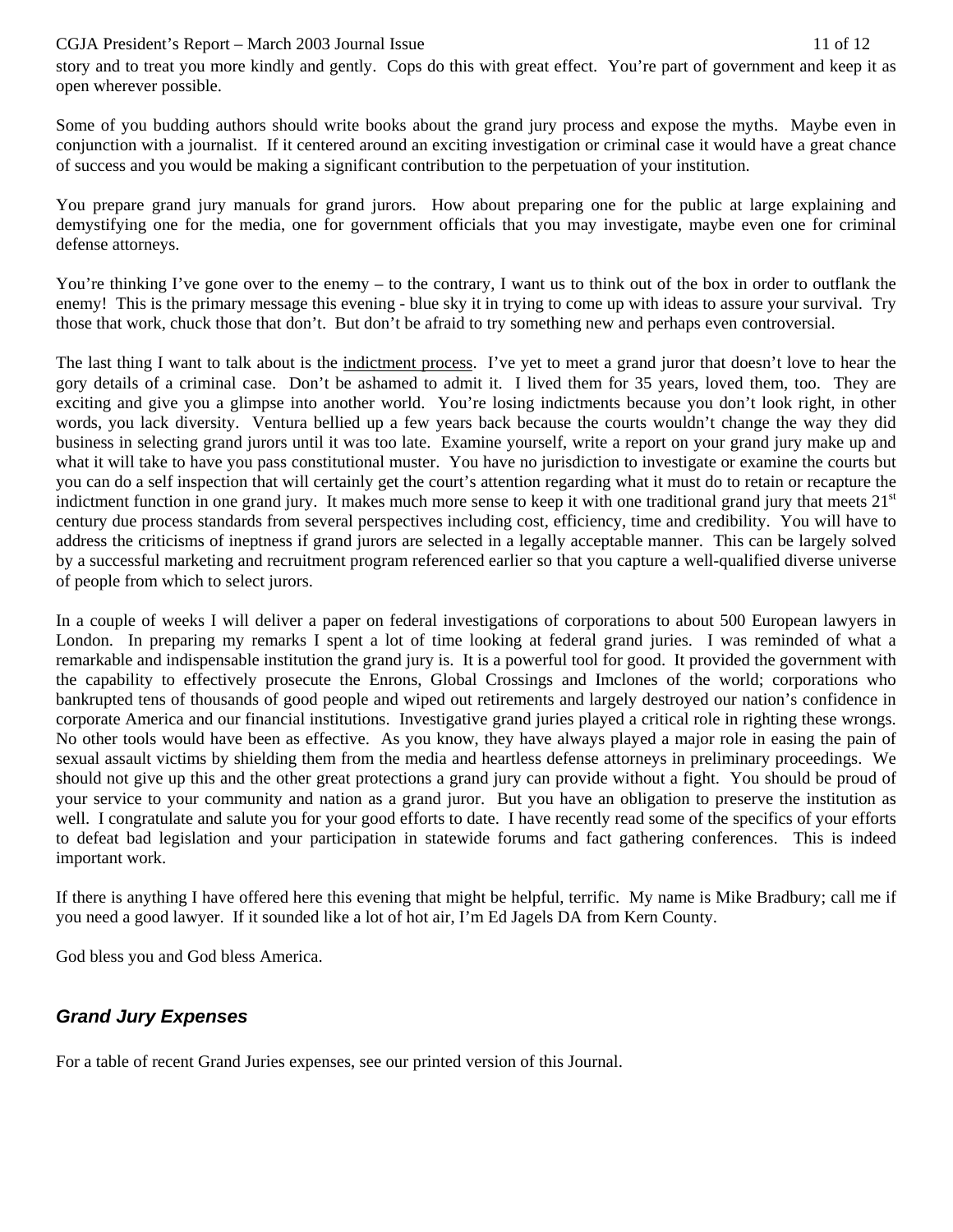story and to treat you more kindly and gently. Cops do this with great effect. You're part of government and keep it as open wherever possible.

Some of you budding authors should write books about the grand jury process and expose the myths. Maybe even in conjunction with a journalist. If it centered around an exciting investigation or criminal case it would have a great chance of success and you would be making a significant contribution to the perpetuation of your institution.

You prepare grand jury manuals for grand jurors. How about preparing one for the public at large explaining and demystifying one for the media, one for government officials that you may investigate, maybe even one for criminal defense attorneys.

You're thinking I've gone over to the enemy – to the contrary, I want us to think out of the box in order to outflank the enemy! This is the primary message this evening - blue sky it in trying to come up with ideas to assure your survival. Try those that work, chuck those that don't. But don't be afraid to try something new and perhaps even controversial.

The last thing I want to talk about is the indictment process. I've yet to meet a grand juror that doesn't love to hear the gory details of a criminal case. Don't be ashamed to admit it. I lived them for 35 years, loved them, too. They are exciting and give you a glimpse into another world. You're losing indictments because you don't look right, in other words, you lack diversity. Ventura bellied up a few years back because the courts wouldn't change the way they did business in selecting grand jurors until it was too late. Examine yourself, write a report on your grand jury make up and what it will take to have you pass constitutional muster. You have no jurisdiction to investigate or examine the courts but you can do a self inspection that will certainly get the court's attention regarding what it must do to retain or recapture the indictment function in one grand jury. It makes much more sense to keep it with one traditional grand jury that meets 21st century due process standards from several perspectives including cost, efficiency, time and credibility. You will have to address the criticisms of ineptness if grand jurors are selected in a legally acceptable manner. This can be largely solved by a successful marketing and recruitment program referenced earlier so that you capture a well-qualified diverse universe of people from which to select jurors.

In a couple of weeks I will deliver a paper on federal investigations of corporations to about 500 European lawyers in London. In preparing my remarks I spent a lot of time looking at federal grand juries. I was reminded of what a remarkable and indispensable institution the grand jury is. It is a powerful tool for good. It provided the government with the capability to effectively prosecute the Enrons, Global Crossings and Imclones of the world; corporations who bankrupted tens of thousands of good people and wiped out retirements and largely destroyed our nation's confidence in corporate America and our financial institutions. Investigative grand juries played a critical role in righting these wrongs. No other tools would have been as effective. As you know, they have always played a major role in easing the pain of sexual assault victims by shielding them from the media and heartless defense attorneys in preliminary proceedings. We should not give up this and the other great protections a grand jury can provide without a fight. You should be proud of your service to your community and nation as a grand juror. But you have an obligation to preserve the institution as well. I congratulate and salute you for your good efforts to date. I have recently read some of the specifics of your efforts to defeat bad legislation and your participation in statewide forums and fact gathering conferences. This is indeed important work.

If there is anything I have offered here this evening that might be helpful, terrific. My name is Mike Bradbury; call me if you need a good lawyer. If it sounded like a lot of hot air, I'm Ed Jagels DA from Kern County.

God bless you and God bless America.

## *Grand Jury Expenses*

For a table of recent Grand Juries expenses, see our printed version of this Journal.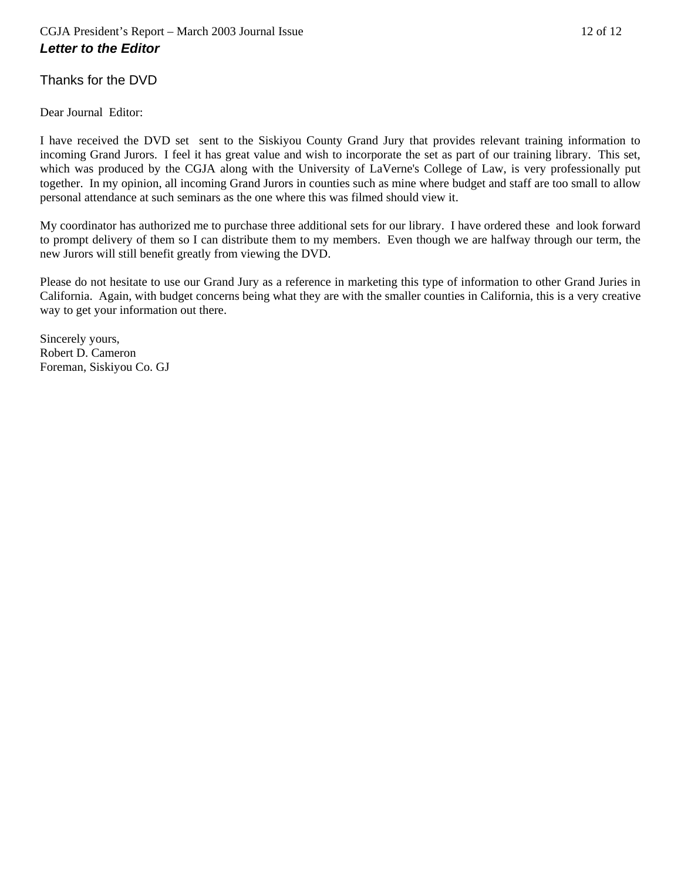## *Letter to the Editor*

### Thanks for the DVD

Dear Journal Editor:

I have received the DVD set sent to the Siskiyou County Grand Jury that provides relevant training information to incoming Grand Jurors. I feel it has great value and wish to incorporate the set as part of our training library. This set, which was produced by the CGJA along with the University of LaVerne's College of Law, is very professionally put together. In my opinion, all incoming Grand Jurors in counties such as mine where budget and staff are too small to allow personal attendance at such seminars as the one where this was filmed should view it.

My coordinator has authorized me to purchase three additional sets for our library. I have ordered these and look forward to prompt delivery of them so I can distribute them to my members. Even though we are halfway through our term, the new Jurors will still benefit greatly from viewing the DVD.

Please do not hesitate to use our Grand Jury as a reference in marketing this type of information to other Grand Juries in California. Again, with budget concerns being what they are with the smaller counties in California, this is a very creative way to get your information out there.

Sincerely yours,
Robert D. Cameron
Foreman, Siskiyou Co. GJ